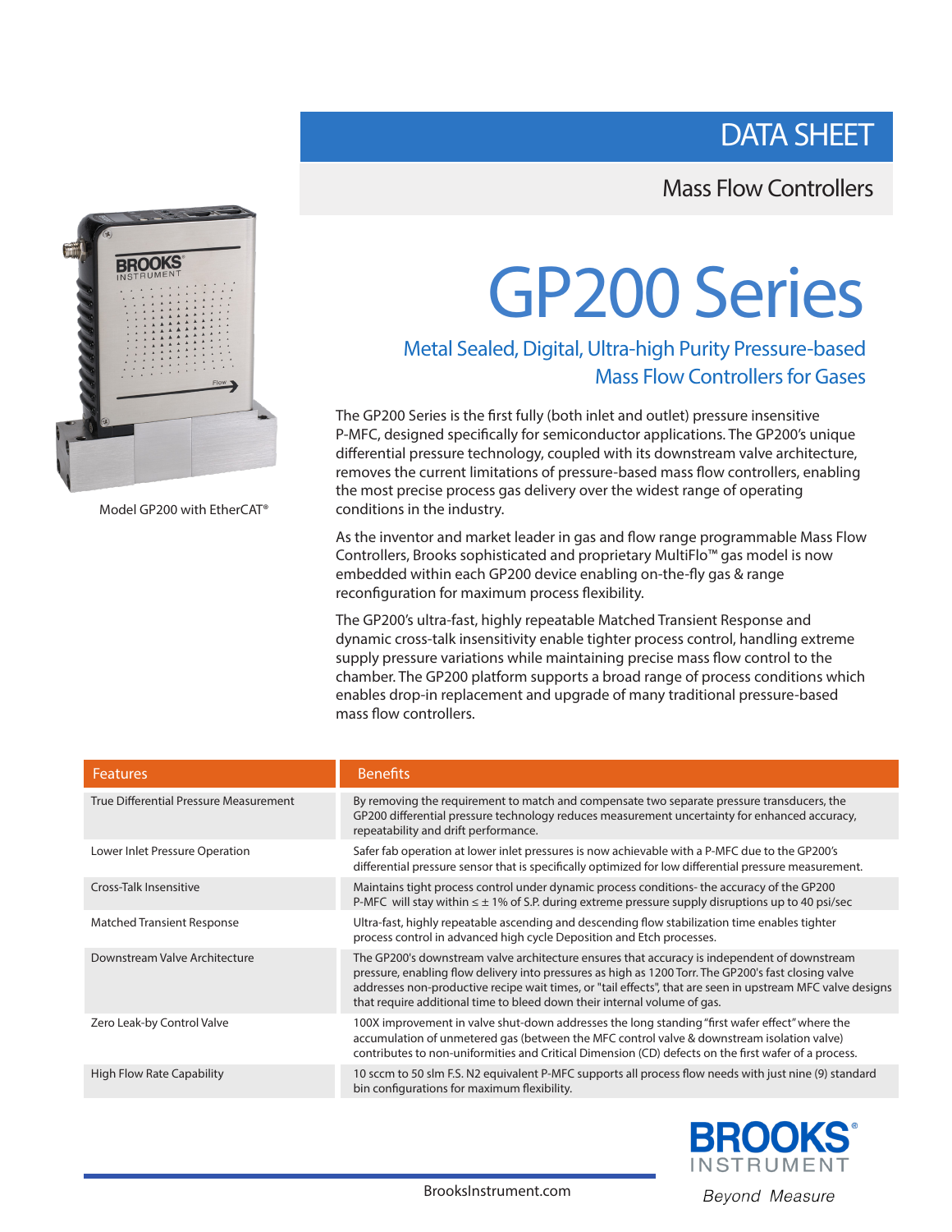# DATA SHEET

## Mass Flow Controllers

Model GP200 with EtherCAT®

# GP200 Series

## Metal Sealed, Digital, Ultra-high Purity Pressure-based Mass Flow Controllers for Gases

The GP200 Series is the first fully (both inlet and outlet) pressure insensitive P-MFC, designed specifically for semiconductor applications. The GP200's unique differential pressure technology, coupled with its downstream valve architecture, removes the current limitations of pressure-based mass flow controllers, enabling the most precise process gas delivery over the widest range of operating conditions in the industry.

As the inventor and market leader in gas and flow range programmable Mass Flow Controllers, Brooks sophisticated and proprietary MultiFlo™ gas model is now embedded within each GP200 device enabling on-the-fly gas & range reconfiguration for maximum process flexibility.

The GP200's ultra-fast, highly repeatable Matched Transient Response and dynamic cross-talk insensitivity enable tighter process control, handling extreme supply pressure variations while maintaining precise mass flow control to the chamber. The GP200 platform supports a broad range of process conditions which enables drop-in replacement and upgrade of many traditional pressure-based mass flow controllers.

| Features | Benefits |
|---|---|
| True Differential Pressure Measurement | By removing the requirement to match and compensate two separate pressure transducers, the GP200 differential pressure technology reduces measurement uncertainty for enhanced accuracy, repeatability and drift performance. |
| Lower Inlet Pressure Operation | Safer fab operation at lower inlet pressures is now achievable with a P-MFC due to the GP200's differential pressure sensor that is specifically optimized for low differential pressure measurement. |
| Cross-Talk Insensitive | Maintains tight process control under dynamic process conditions- the accuracy of the GP200 P-MFC will stay within ≤ ± 1% of S.P. during extreme pressure supply disruptions up to 40 psi/sec |
| Matched Transient Response | Ultra-fast, highly repeatable ascending and descending flow stabilization time enables tighter process control in advanced high cycle Deposition and Etch processes. |
| Downstream Valve Architecture | The GP200's downstream valve architecture ensures that accuracy is independent of downstream pressure, enabling flow delivery into pressures as high as 1200 Torr. The GP200's fast closing valve addresses non-productive recipe wait times, or "tail effects", that are seen in upstream MFC valve designs that require additional time to bleed down their internal volume of gas. |
| Zero Leak-by Control Valve | 100X improvement in valve shut-down addresses the long standing "first wafer effect" where the accumulation of unmetered gas (between the MFC control valve & downstream isolation valve) contributes to non-uniformities and Critical Dimension (CD) defects on the first wafer of a process. |
| High Flow Rate Capability | 10 sccm to 50 slm F.S. N2 equivalent P-MFC supports all process flow needs with just nine (9) standard bin configurations for maximum flexibility. |

BrooksInstrument.com

BROOKS® INSTRUMENT
*Beyond Measure*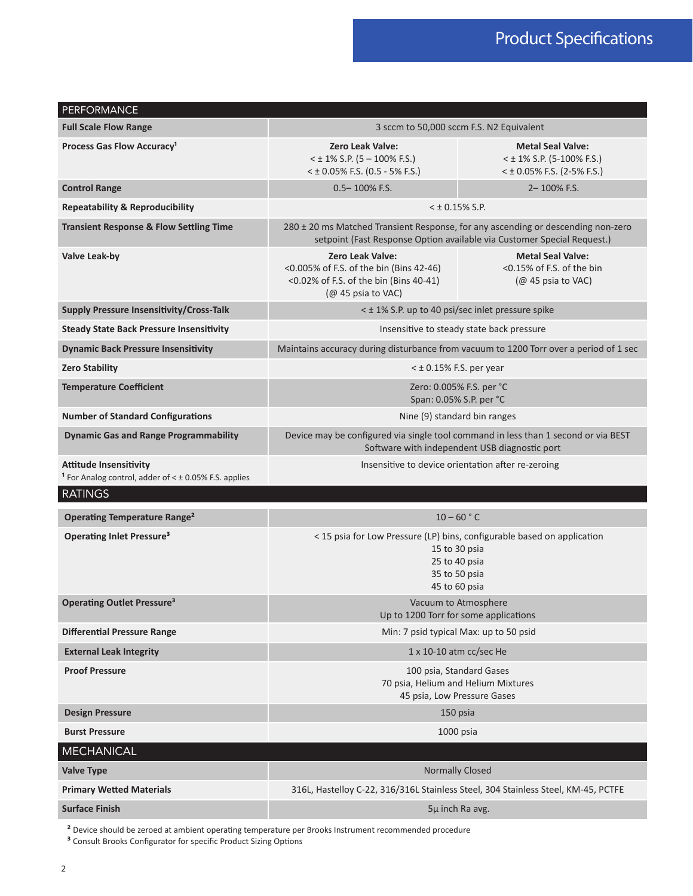# Product Specifications

| PERFORMANCE | | |
|---|---|---|
| **Full Scale Flow Range** | 3 sccm to 50,000 sccm F.S. N2 Equivalent | |
| **Process Gas Flow Accuracy[1]** | **Zero Leak Valve:**<br>< ± 1% S.P. (5 – 100% F.S.)<br>< ± 0.05% F.S. (0.5 - 5% F.S.) | **Metal Seal Valve:**<br>< ± 1% S.P. (5-100% F.S.)<br>< ± 0.05% F.S. (2-5% F.S.) |
| **Control Range** | 0.5– 100% F.S. | 2– 100% F.S. |
| **Repeatability & Reproducibility** | < ± 0.15% S.P. | |
| **Transient Response & Flow Settling Time** | 280 ± 20 ms Matched Transient Response, for any ascending or descending non-zero setpoint (Fast Response Option available via Customer Special Request.) | |
| **Valve Leak-by** | **Zero Leak Valve:**<br><0.005% of F.S. of the bin (Bins 42-46)<br><0.02% of F.S. of the bin (Bins 40-41)<br>(@ 45 psia to VAC) | **Metal Seal Valve:**<br><0.15% of F.S. of the bin<br>(@ 45 psia to VAC) |
| **Supply Pressure Insensitivity/Cross-Talk** | < ± 1% S.P. up to 40 psi/sec inlet pressure spike | |
| **Steady State Back Pressure Insensitivity** | Insensitive to steady state back pressure | |
| **Dynamic Back Pressure Insensitivity** | Maintains accuracy during disturbance from vacuum to 1200 Torr over a period of 1 sec | |
| **Zero Stability** | < ± 0.15% F.S. per year | |
| **Temperature Coefficient** | Zero: 0.005% F.S. per °C<br>Span: 0.05% S.P. per °C | |
| **Number of Standard Configurations** | Nine (9) standard bin ranges | |
| **Dynamic Gas and Range Programmability** | Device may be configured via single tool command in less than 1 second or via BEST Software with independent USB diagnostic port | |
| **Attitude Insensitivity** | Insensitive to device orientation after re-zeroing | |

[1] For Analog control, adder of < ± 0.05% F.S. applies

| RATINGS | |
|---|---|
| **Operating Temperature Range[2]** | 10 – 60 ° C |
| **Operating Inlet Pressure[3]** | < 15 psia for Low Pressure (LP) bins, configurable based on application<br>15 to 30 psia<br>25 to 40 psia<br>35 to 50 psia<br>45 to 60 psia |
| **Operating Outlet Pressure[3]** | Vacuum to Atmosphere<br>Up to 1200 Torr for some applications |
| **Differential Pressure Range** | Min: 7 psid typical Max: up to 50 psid |
| **External Leak Integrity** | 1 x 10-10 atm cc/sec He |
| **Proof Pressure** | 100 psia, Standard Gases<br>70 psia, Helium and Helium Mixtures<br>45 psia, Low Pressure Gases |
| **Design Pressure** | 150 psia |
| **Burst Pressure** | 1000 psia |

| MECHANICAL | |
|---|---|
| **Valve Type** | Normally Closed |
| **Primary Wetted Materials** | 316L, Hastelloy C-22, 316/316L Stainless Steel, 304 Stainless Steel, KM-45, PCTFE |
| **Surface Finish** | 5µ inch Ra avg. |

[2] Device should be zeroed at ambient operating temperature per Brooks Instrument recommended procedure
[3] Consult Brooks Configurator for specific Product Sizing Options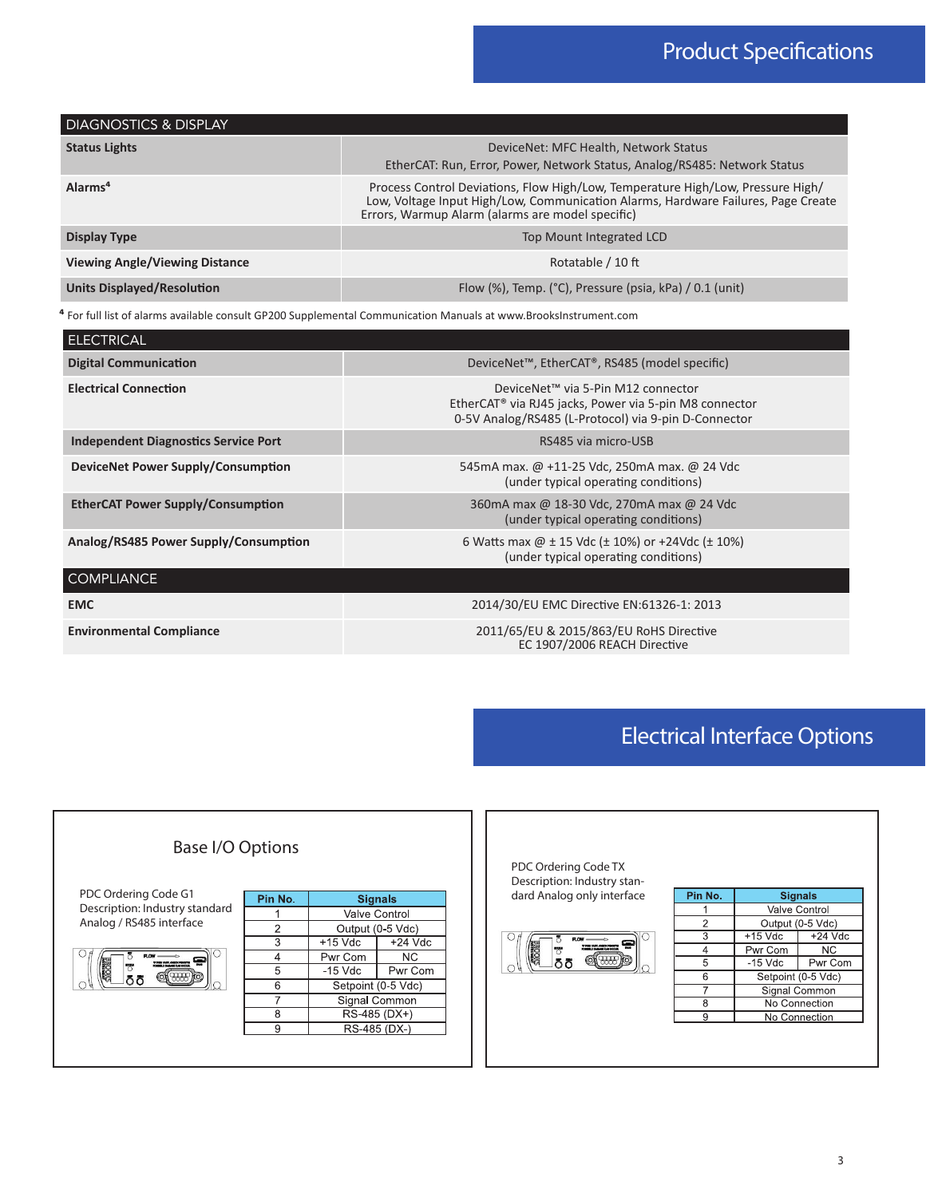# Product Specifications

| DIAGNOSTICS & DISPLAY | |
|---|---|
| **Status Lights** | DeviceNet: MFC Health, Network Status<br>EtherCAT: Run, Error, Power, Network Status, Analog/RS485: Network Status |
| **Alarms[4]** | Process Control Deviations, Flow High/Low, Temperature High/Low, Pressure High/Low, Voltage Input High/Low, Communication Alarms, Hardware Failures, Page Create Errors, Warmup Alarm (alarms are model specific) |
| **Display Type** | Top Mount Integrated LCD |
| **Viewing Angle/Viewing Distance** | Rotatable / 10 ft |
| **Units Displayed/Resolution** | Flow (%), Temp. (°C), Pressure (psia, kPa) / 0.1 (unit) |

[4] For full list of alarms available consult GP200 Supplemental Communication Manuals at www.BrooksInstrument.com

| ELECTRICAL | |
|---|---|
| **Digital Communication** | DeviceNet™, EtherCAT®, RS485 (model specific) |
| **Electrical Connection** | DeviceNet™ via 5-Pin M12 connector<br>EtherCAT® via RJ45 jacks, Power via 5-pin M8 connector<br>0-5V Analog/RS485 (L-Protocol) via 9-pin D-Connector |
| **Independent Diagnostics Service Port** | RS485 via micro-USB |
| **DeviceNet Power Supply/Consumption** | 545mA max. @ +11-25 Vdc, 250mA max. @ 24 Vdc<br>(under typical operating conditions) |
| **EtherCAT Power Supply/Consumption** | 360mA max @ 18-30 Vdc, 270mA max @ 24 Vdc<br>(under typical operating conditions) |
| **Analog/RS485 Power Supply/Consumption** | 6 Watts max @ ± 15 Vdc (± 10%) or +24Vdc (± 10%)<br>(under typical operating conditions) |

| COMPLIANCE | |
|---|---|
| **EMC** | 2014/30/EU EMC Directive EN:61326-1: 2013 |
| **Environmental Compliance** | 2011/65/EU & 2015/863/EU RoHS Directive<br>EC 1907/2006 REACH Directive |

# Electrical Interface Options

## Base I/O Options

PDC Ordering Code G1
Description: Industry standard Analog / RS485 interface

| Pin No. | Signals | |
|---|---|---|
| 1 | Valve Control | |
| 2 | Output (0-5 Vdc) | |
| 3 | +15 Vdc | +24 Vdc |
| 4 | Pwr Com | NC |
| 5 | -15 Vdc | Pwr Com |
| 6 | Setpoint (0-5 Vdc) | |
| 7 | Signal Common | |
| 8 | RS-485 (DX+) | |
| 9 | RS-485 (DX-) | |

PDC Ordering Code TX
Description: Industry standard Analog only interface

| Pin No. | Signals | |
|---|---|---|
| 1 | Valve Control | |
| 2 | Output (0-5 Vdc) | |
| 3 | +15 Vdc | +24 Vdc |
| 4 | Pwr Com | NC |
| 5 | -15 Vdc | Pwr Com |
| 6 | Setpoint (0-5 Vdc) | |
| 7 | Signal Common | |
| 8 | No Connection | |
| 9 | No Connection | |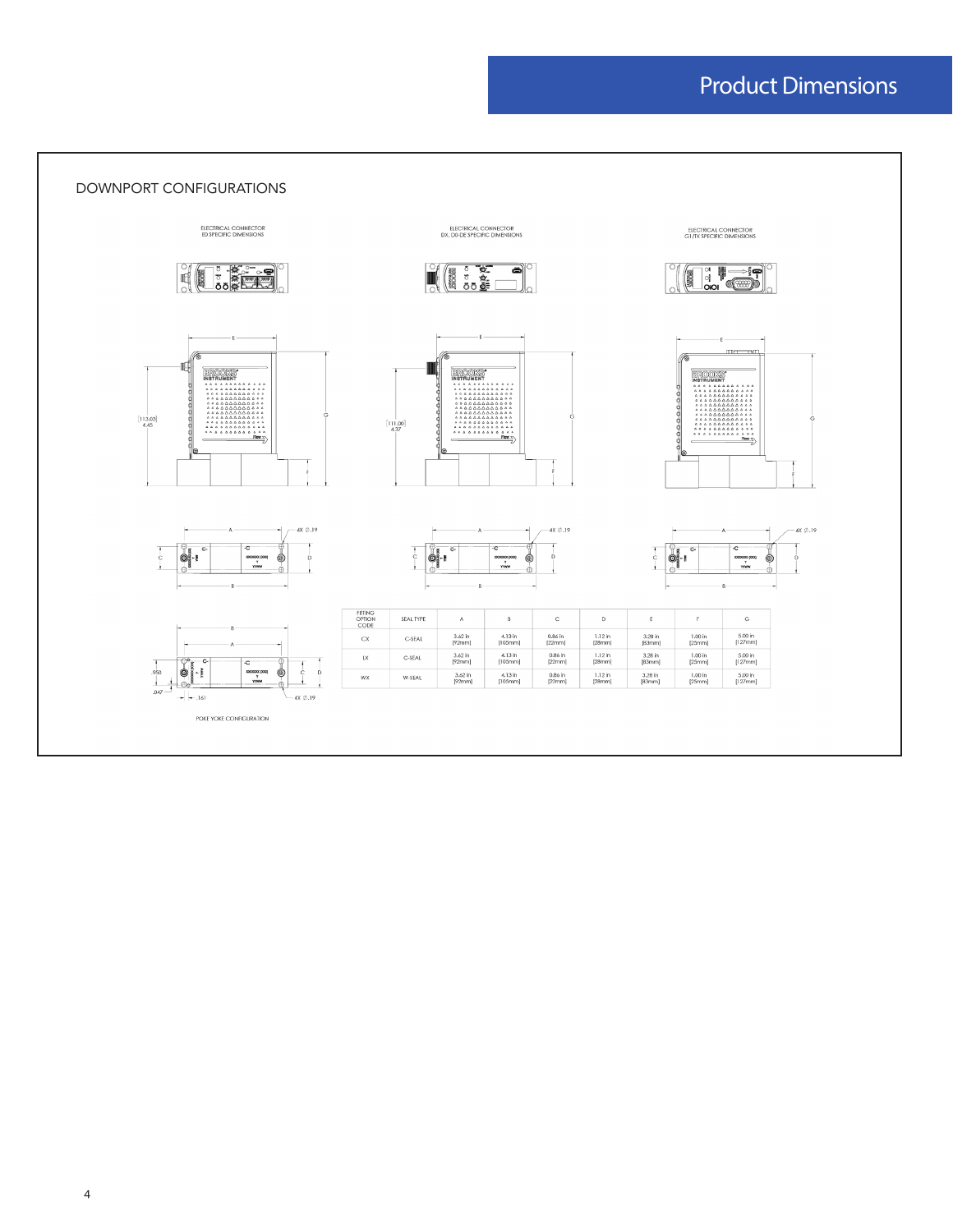# Product Dimensions

## DOWNPORT CONFIGURATIONS

ELECTRICAL CONNECTOR
E0 SPECIFIC DIMENSIONS

ELECTRICAL CONNECTOR
DX, D0-DE SPECIFIC DIMENSIONS

ELECTRICAL CONNECTOR
G1/TX SPECIFIC DIMENSIONS

[113.03]
4.45

[111.00]
4.37

4X ∅.19

.950

.047

.161

POKE YOKE CONFIGURATION

| FITTING OPTION CODE | SEAL TYPE | A | B | C | D | E | F | G |
|---|---|---|---|---|---|---|---|---|
| CX | C-SEAL | 3.62 in [92mm] | 4.13 in [105mm] | 0.86 in [22mm] | 1.12 in [28mm] | 3.28 in [83mm] | 1.00 in [25mm] | 5.00 in [127mm] |
| LX | C-SEAL | 3.62 in [92mm] | 4.13 in [105mm] | 0.86 in [22mm] | 1.12 in [28mm] | 3.28 in [83mm] | 1.00 in [25mm] | 5.00 in [127mm] |
| WX | W-SEAL | 3.62 in [92mm] | 4.13 in [105mm] | 0.86 in [22mm] | 1.12 in [28mm] | 3.28 in [83mm] | 1.00 in [25mm] | 5.00 in [127mm] |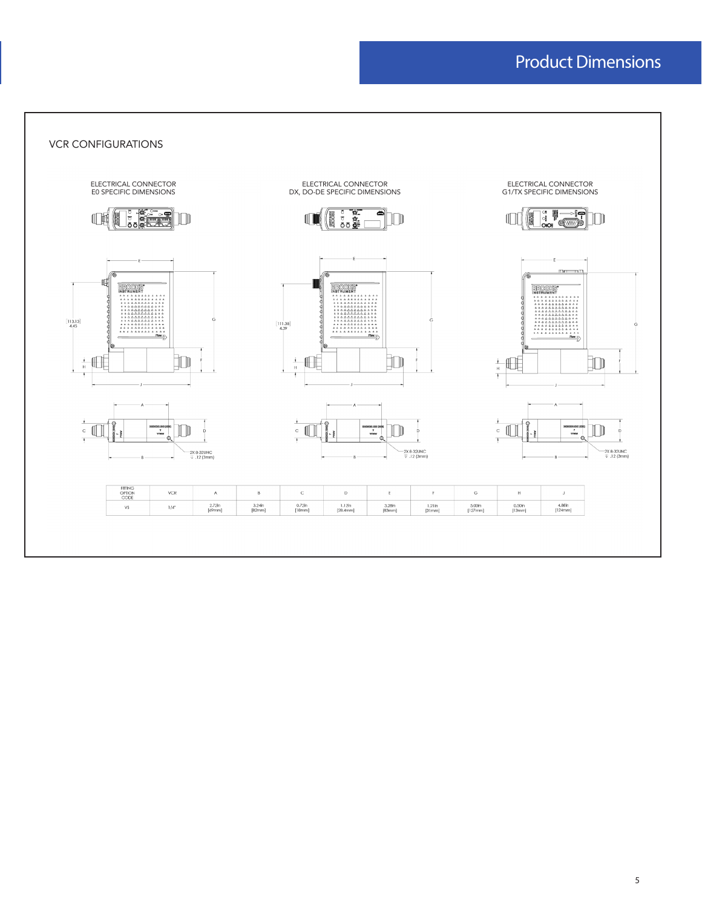## Product Dimensions

### VCR CONFIGURATIONS

ELECTRICAL CONNECTOR
E0 SPECIFIC DIMENSIONS

ELECTRICAL CONNECTOR
DX, DO-DE SPECIFIC DIMENSIONS

ELECTRICAL CONNECTOR
G1/TX SPECIFIC DIMENSIONS

[113.13]
4.45

[111.38]
4.39

2X 8-32UNC
.12 (3mm)

| FITTING OPTION CODE | VCR | A | B | C | D | E | F | G | H | J |
|---|---|---|---|---|---|---|---|---|---|---|
| VS | 1/4" | 2.72in [69mm] | 3.24in [82mm] | 0.72in [18mm] | 1.12in [28.4mm] | 3.28in [83mm] | 1.21in [31mm] | 5.00in [127mm] | 0.50in [13mm] | 4.88in [124mm] |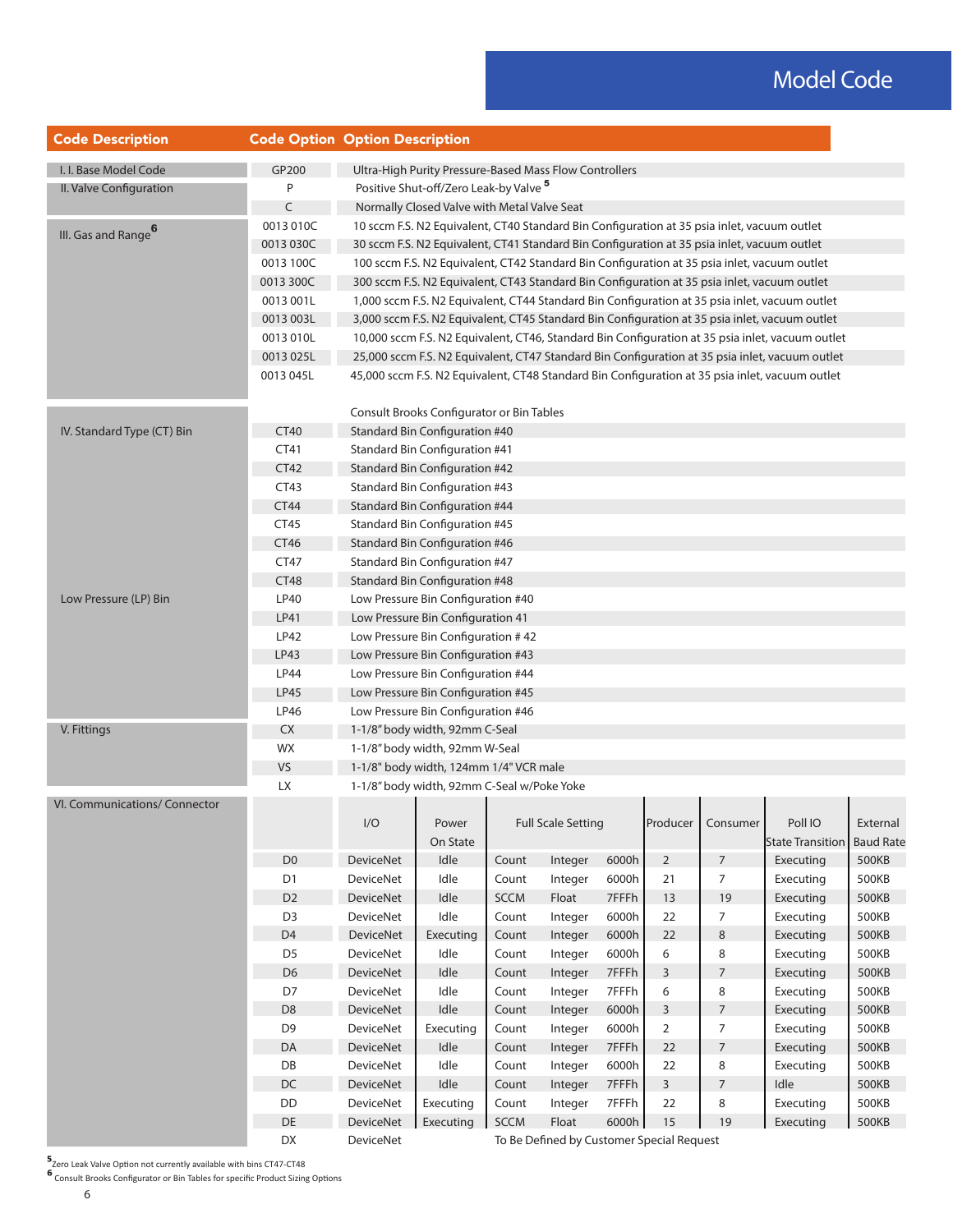# Model Code

| Code Description | Code Option | Option Description |
|---|---|---|
| I. I. Base Model Code | GP200 | Ultra-High Purity Pressure-Based Mass Flow Controllers |
| II. Valve Configuration | P | Positive Shut-off/Zero Leak-by Valve [5] |
| | C | Normally Closed Valve with Metal Valve Seat |
| III. Gas and Range [6] | 0013 010C | 10 sccm F.S. N2 Equivalent, CT40 Standard Bin Configuration at 35 psia inlet, vacuum outlet |
| | 0013 030C | 30 sccm F.S. N2 Equivalent, CT41 Standard Bin Configuration at 35 psia inlet, vacuum outlet |
| | 0013 100C | 100 sccm F.S. N2 Equivalent, CT42 Standard Bin Configuration at 35 psia inlet, vacuum outlet |
| | 0013 300C | 300 sccm F.S. N2 Equivalent, CT43 Standard Bin Configuration at 35 psia inlet, vacuum outlet |
| | 0013 001L | 1,000 sccm F.S. N2 Equivalent, CT44 Standard Bin Configuration at 35 psia inlet, vacuum outlet |
| | 0013 003L | 3,000 sccm F.S. N2 Equivalent, CT45 Standard Bin Configuration at 35 psia inlet, vacuum outlet |
| | 0013 010L | 10,000 sccm F.S. N2 Equivalent, CT46, Standard Bin Configuration at 35 psia inlet, vacuum outlet |
| | 0013 025L | 25,000 sccm F.S. N2 Equivalent, CT47 Standard Bin Configuration at 35 psia inlet, vacuum outlet |
| | 0013 045L | 45,000 sccm F.S. N2 Equivalent, CT48 Standard Bin Configuration at 35 psia inlet, vacuum outlet |
| | | Consult Brooks Configurator or Bin Tables |
| IV. Standard Type (CT) Bin | CT40 | Standard Bin Configuration #40 |
| | CT41 | Standard Bin Configuration #41 |
| | CT42 | Standard Bin Configuration #42 |
| | CT43 | Standard Bin Configuration #43 |
| | CT44 | Standard Bin Configuration #44 |
| | CT45 | Standard Bin Configuration #45 |
| | CT46 | Standard Bin Configuration #46 |
| | CT47 | Standard Bin Configuration #47 |
| | CT48 | Standard Bin Configuration #48 |
| Low Pressure (LP) Bin | LP40 | Low Pressure Bin Configuration #40 |
| | LP41 | Low Pressure Bin Configuration 41 |
| | LP42 | Low Pressure Bin Configuration # 42 |
| | LP43 | Low Pressure Bin Configuration #43 |
| | LP44 | Low Pressure Bin Configuration #44 |
| | LP45 | Low Pressure Bin Configuration #45 |
| | LP46 | Low Pressure Bin Configuration #46 |
| V. Fittings | CX | 1-1/8" body width, 92mm C-Seal |
| | WX | 1-1/8" body width, 92mm W-Seal |
| | VS | 1-1/8" body width, 124mm 1/4" VCR male |
| | LX | 1-1/8" body width, 92mm C-Seal w/Poke Yoke |

| Code Description | Code Option | I/O | Power On State | Full Scale Setting | | | Producer | Consumer | Poll IO State Transition | External Baud Rate |
|---|---|---|---|---|---|---|---|---|---|---|
| VI. Communications/ Connector | D0 | DeviceNet | Idle | Count | Integer | 6000h | 2 | 7 | Executing | 500KB |
| | D1 | DeviceNet | Idle | Count | Integer | 6000h | 21 | 7 | Executing | 500KB |
| | D2 | DeviceNet | Idle | SCCM | Float | 7FFFh | 13 | 19 | Executing | 500KB |
| | D3 | DeviceNet | Idle | Count | Integer | 6000h | 22 | 7 | Executing | 500KB |
| | D4 | DeviceNet | Executing | Count | Integer | 6000h | 22 | 8 | Executing | 500KB |
| | D5 | DeviceNet | Idle | Count | Integer | 6000h | 6 | 8 | Executing | 500KB |
| | D6 | DeviceNet | Idle | Count | Integer | 7FFFh | 3 | 7 | Executing | 500KB |
| | D7 | DeviceNet | Idle | Count | Integer | 7FFFh | 6 | 8 | Executing | 500KB |
| | D8 | DeviceNet | Idle | Count | Integer | 6000h | 3 | 7 | Executing | 500KB |
| | D9 | DeviceNet | Executing | Count | Integer | 6000h | 2 | 7 | Executing | 500KB |
| | DA | DeviceNet | Idle | Count | Integer | 7FFFh | 22 | 7 | Executing | 500KB |
| | DB | DeviceNet | Idle | Count | Integer | 6000h | 22 | 8 | Executing | 500KB |
| | DC | DeviceNet | Idle | Count | Integer | 7FFFh | 3 | 7 | Idle | 500KB |
| | DD | DeviceNet | Executing | Count | Integer | 7FFFh | 22 | 8 | Executing | 500KB |
| | DE | DeviceNet | Executing | SCCM | Float | 6000h | 15 | 19 | Executing | 500KB |
| | DX | DeviceNet | | To Be Defined by Customer Special Request | | | | | | |

[5] Zero Leak Valve Option not currently available with bins CT47-CT48

[6] Consult Brooks Configurator or Bin Tables for specific Product Sizing Options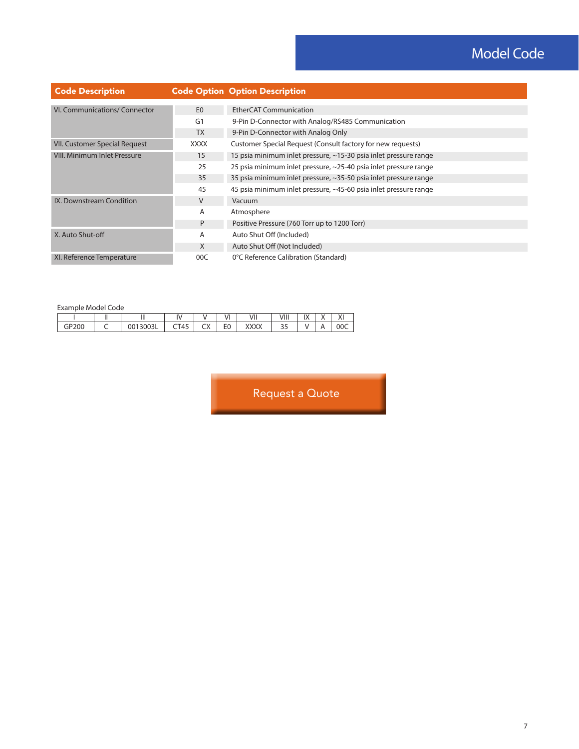# Model Code

| Code Description | Code Option | Option Description |
|---|---|---|
| VI. Communications/ Connector | E0 | EtherCAT Communication |
| | G1 | 9-Pin D-Connector with Analog/RS485 Communication |
| | TX | 9-Pin D-Connector with Analog Only |
| VII. Customer Special Request | XXXX | Customer Special Request (Consult factory for new requests) |
| VIII. Minimum Inlet Pressure | 15 | 15 psia minimum inlet pressure, ~15-30 psia inlet pressure range |
| | 25 | 25 psia minimum inlet pressure, ~25-40 psia inlet pressure range |
| | 35 | 35 psia minimum inlet pressure, ~35-50 psia inlet pressure range |
| | 45 | 45 psia minimum inlet pressure, ~45-60 psia inlet pressure range |
| IX. Downstream Condition | V | Vacuum |
| | A | Atmosphere |
| | P | Positive Pressure (760 Torr up to 1200 Torr) |
| X. Auto Shut-off | A | Auto Shut Off (Included) |
| | X | Auto Shut Off (Not Included) |
| XI. Reference Temperature | 00C | 0°C Reference Calibration (Standard) |

Example Model Code

| I | II | III | IV | V | VI | VII | VIII | IX | X | XI |
|---|---|---|---|---|---|---|---|---|---|---|
| GP200 | C | 0013003L | CT45 | CX | E0 | XXXX | 35 | V | A | 00C |

Request a Quote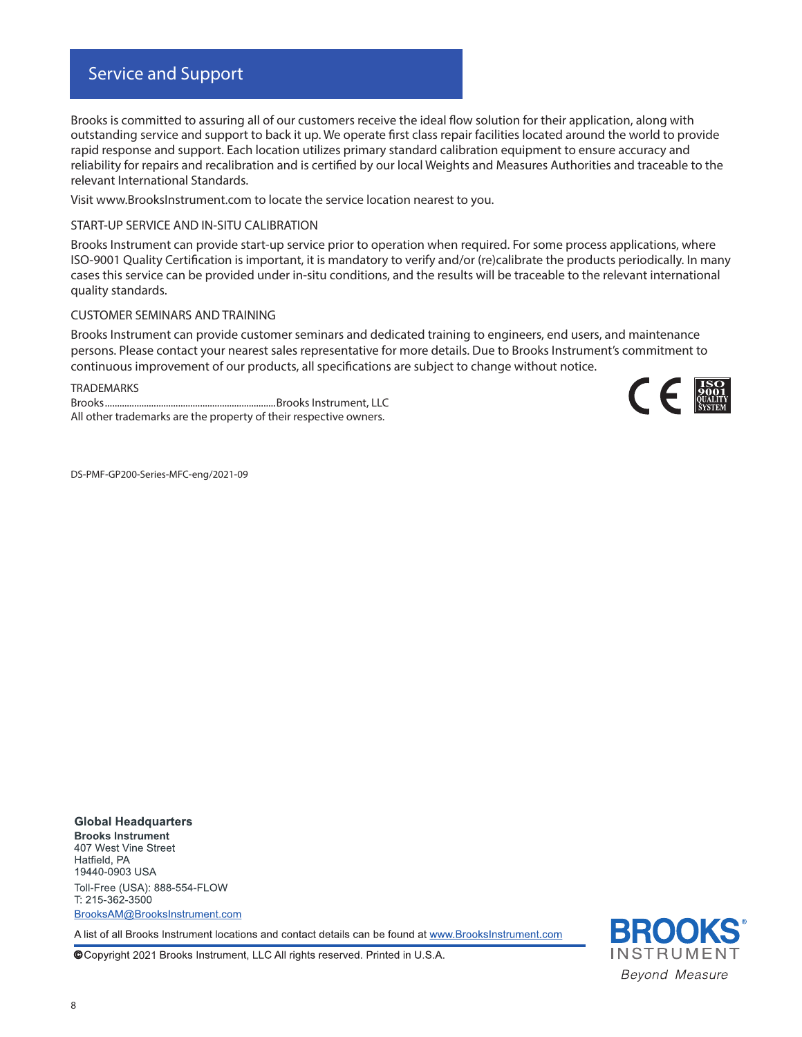## Service and Support

Brooks is committed to assuring all of our customers receive the ideal flow solution for their application, along with outstanding service and support to back it up. We operate first class repair facilities located around the world to provide rapid response and support. Each location utilizes primary standard calibration equipment to ensure accuracy and reliability for repairs and recalibration and is certified by our local Weights and Measures Authorities and traceable to the relevant International Standards.

Visit www.BrooksInstrument.com to locate the service location nearest to you.

START-UP SERVICE AND IN-SITU CALIBRATION

Brooks Instrument can provide start-up service prior to operation when required. For some process applications, where ISO-9001 Quality Certification is important, it is mandatory to verify and/or (re)calibrate the products periodically. In many cases this service can be provided under in-situ conditions, and the results will be traceable to the relevant international quality standards.

CUSTOMER SEMINARS AND TRAINING

Brooks Instrument can provide customer seminars and dedicated training to engineers, end users, and maintenance persons. Please contact your nearest sales representative for more details. Due to Brooks Instrument's commitment to continuous improvement of our products, all specifications are subject to change without notice.

TRADEMARKS

Brooks.....................................................................Brooks Instrument, LLC

All other trademarks are the property of their respective owners.

CE ISO 9001 QUALITY SYSTEM

DS-PMF-GP200-Series-MFC-eng/2021-09

**Global Headquarters**

**Brooks Instrument**

407 West Vine Street

Hatfield, PA

19440-0903 USA

Toll-Free (USA): 888-554-FLOW

T: 215-362-3500

BrooksAM@BrooksInstrument.com

A list of all Brooks Instrument locations and contact details can be found at www.BrooksInstrument.com

©Copyright 2021 Brooks Instrument, LLC All rights reserved. Printed in U.S.A.

BROOKS® INSTRUMENT

*Beyond Measure*